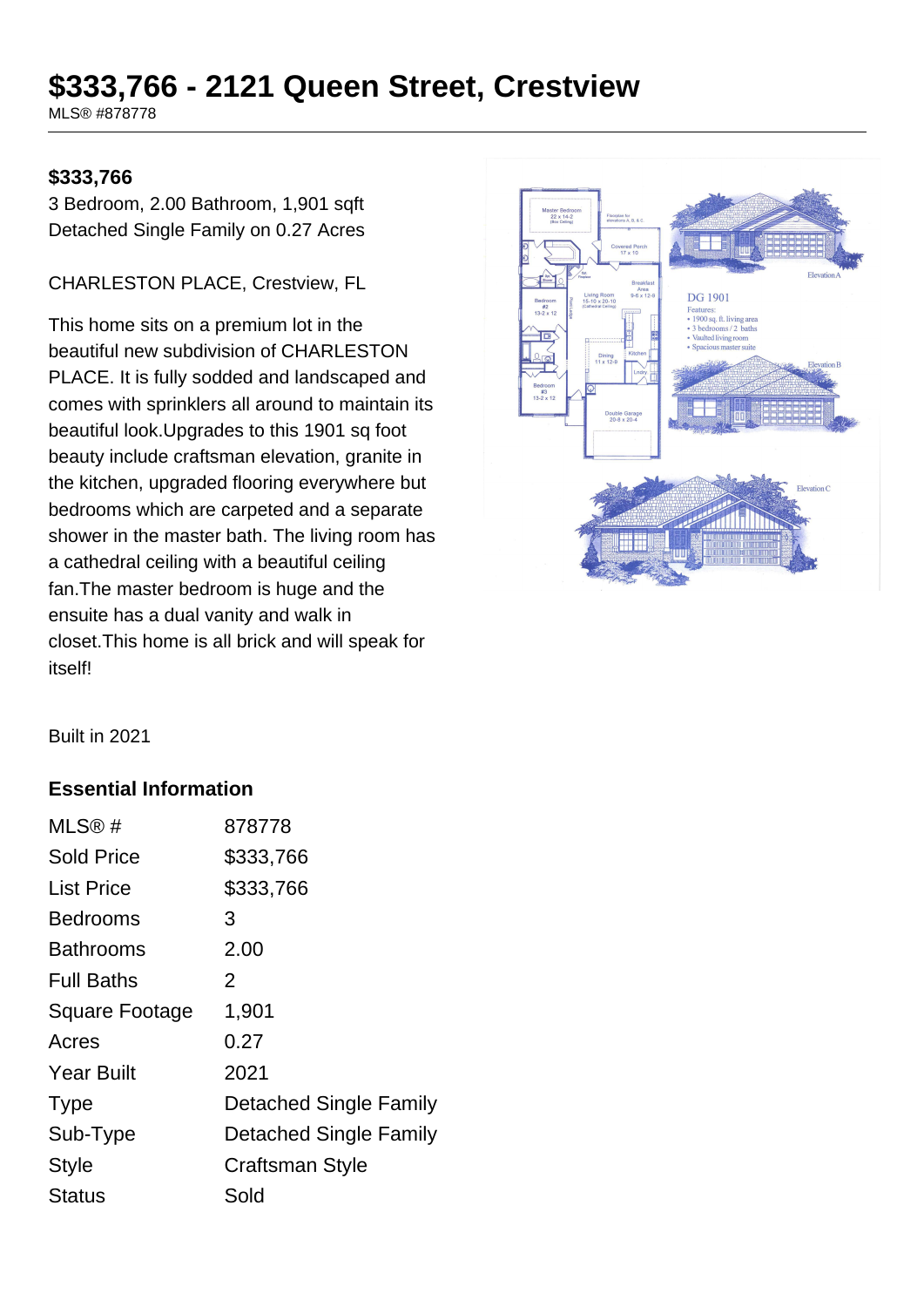# $333,766 - 2121 Queen Street, Crestview

MLS® #878778

**$333,766**

3 Bedroom, 2.00 Bathroom, 1,901 sqft
Detached Single Family on 0.27 Acres

CHARLESTON PLACE, Crestview, FL

This home sits on a premium lot in the beautiful new subdivision of CHARLESTON PLACE. It is fully sodded and landscaped and comes with sprinklers all around to maintain its beautiful look.Upgrades to this 1901 sq foot beauty include craftsman elevation, granite in the kitchen, upgraded flooring everywhere but bedrooms which are carpeted and a separate shower in the master bath. The living room has a cathedral ceiling with a beautiful ceiling fan.The master bedroom is huge and the ensuite has a dual vanity and walk in closet.This home is all brick and will speak for itself!

Built in 2021

## Essential Information

| | |
|---|---|
| MLS® # | 878778 |
| Sold Price | $333,766 |
| List Price | $333,766 |
| Bedrooms | 3 |
| Bathrooms | 2.00 |
| Full Baths | 2 |
| Square Footage | 1,901 |
| Acres | 0.27 |
| Year Built | 2021 |
| Type | Detached Single Family |
| Sub-Type | Detached Single Family |
| Style | Craftsman Style |
| Status | Sold |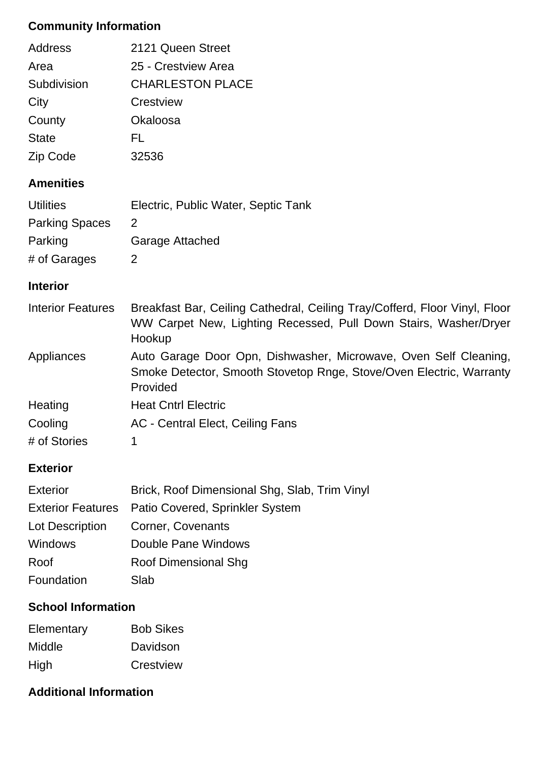### Community Information

| | |
|---|---|
| Address | 2121 Queen Street |
| Area | 25 - Crestview Area |
| Subdivision | CHARLESTON PLACE |
| City | Crestview |
| County | Okaloosa |
| State | FL |
| Zip Code | 32536 |

### Amenities

| | |
|---|---|
| Utilities | Electric, Public Water, Septic Tank |
| Parking Spaces | 2 |
| Parking | Garage Attached |
| # of Garages | 2 |

### Interior

| | |
|---|---|
| Interior Features | Breakfast Bar, Ceiling Cathedral, Ceiling Tray/Cofferd, Floor Vinyl, Floor WW Carpet New, Lighting Recessed, Pull Down Stairs, Washer/Dryer Hookup |
| Appliances | Auto Garage Door Opn, Dishwasher, Microwave, Oven Self Cleaning, Smoke Detector, Smooth Stovetop Rnge, Stove/Oven Electric, Warranty Provided |
| Heating | Heat Cntrl Electric |
| Cooling | AC - Central Elect, Ceiling Fans |
| # of Stories | 1 |

### Exterior

| | |
|---|---|
| Exterior | Brick, Roof Dimensional Shg, Slab, Trim Vinyl |
| Exterior Features | Patio Covered, Sprinkler System |
| Lot Description | Corner, Covenants |
| Windows | Double Pane Windows |
| Roof | Roof Dimensional Shg |
| Foundation | Slab |

### School Information

| | |
|---|---|
| Elementary | Bob Sikes |
| Middle | Davidson |
| High | Crestview |

### Additional Information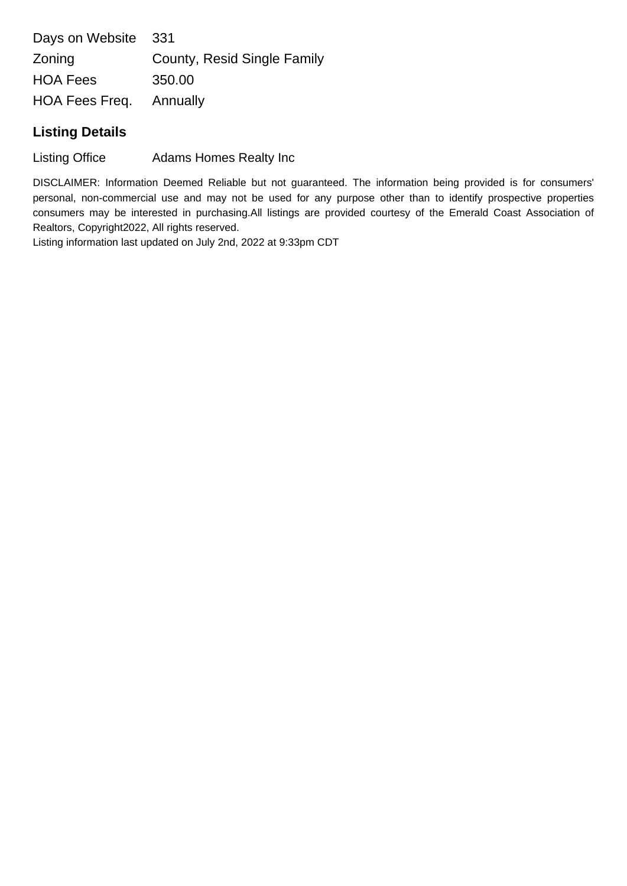| | |
|---|---|
| Days on Website | 331 |
| Zoning | County, Resid Single Family |
| HOA Fees | 350.00 |
| HOA Fees Freq. | Annually |

## Listing Details

| | |
|---|---|
| Listing Office | Adams Homes Realty Inc |

DISCLAIMER: Information Deemed Reliable but not guaranteed. The information being provided is for consumers' personal, non-commercial use and may not be used for any purpose other than to identify prospective properties consumers may be interested in purchasing.All listings are provided courtesy of the Emerald Coast Association of Realtors, Copyright2022, All rights reserved.

Listing information last updated on July 2nd, 2022 at 9:33pm CDT